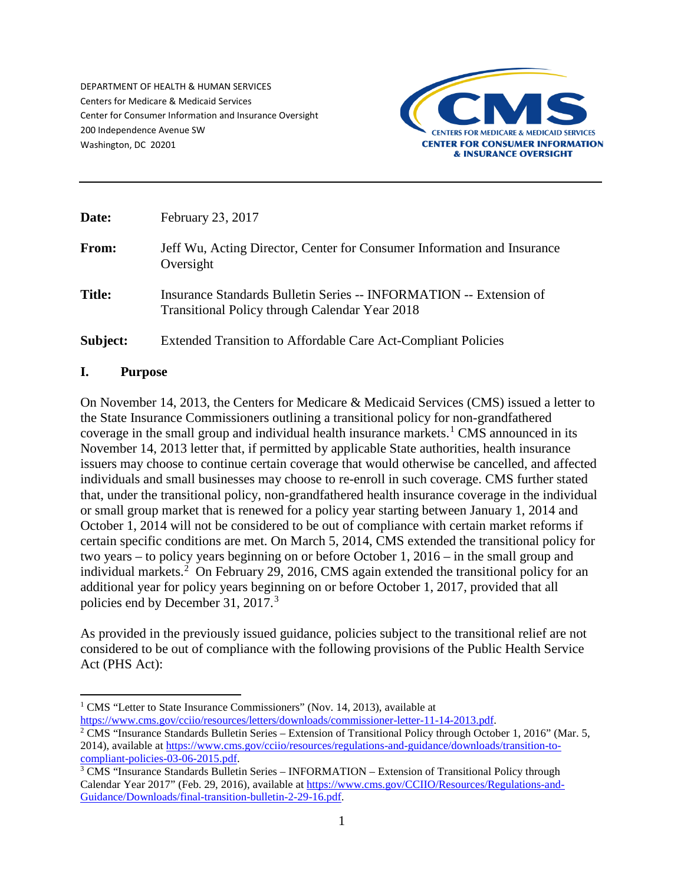DEPARTMENT OF HEALTH & HUMAN SERVICES
Centers for Medicare & Medicaid Services
Center for Consumer Information and Insurance Oversight
200 Independence Avenue SW
Washington, DC 20201

CMS
CENTERS FOR MEDICARE & MEDICAID SERVICES
CENTER FOR CONSUMER INFORMATION & INSURANCE OVERSIGHT

---

**Date:** February 23, 2017

**From:** Jeff Wu, Acting Director, Center for Consumer Information and Insurance Oversight

**Title:** Insurance Standards Bulletin Series -- INFORMATION -- Extension of Transitional Policy through Calendar Year 2018

**Subject:** Extended Transition to Affordable Care Act-Compliant Policies

## I. Purpose

On November 14, 2013, the Centers for Medicare & Medicaid Services (CMS) issued a letter to the State Insurance Commissioners outlining a transitional policy for non-grandfathered coverage in the small group and individual health insurance markets.[1] CMS announced in its November 14, 2013 letter that, if permitted by applicable State authorities, health insurance issuers may choose to continue certain coverage that would otherwise be cancelled, and affected individuals and small businesses may choose to re-enroll in such coverage. CMS further stated that, under the transitional policy, non-grandfathered health insurance coverage in the individual or small group market that is renewed for a policy year starting between January 1, 2014 and October 1, 2014 will not be considered to be out of compliance with certain market reforms if certain specific conditions are met. On March 5, 2014, CMS extended the transitional policy for two years – to policy years beginning on or before October 1, 2016 – in the small group and individual markets.[2] On February 29, 2016, CMS again extended the transitional policy for an additional year for policy years beginning on or before October 1, 2017, provided that all policies end by December 31, 2017.[3]

As provided in the previously issued guidance, policies subject to the transitional relief are not considered to be out of compliance with the following provisions of the Public Health Service Act (PHS Act):

---

[1] CMS "Letter to State Insurance Commissioners" (Nov. 14, 2013), available at https://www.cms.gov/cciio/resources/letters/downloads/commissioner-letter-11-14-2013.pdf.

[2] CMS "Insurance Standards Bulletin Series – Extension of Transitional Policy through October 1, 2016" (Mar. 5, 2014), available at https://www.cms.gov/cciio/resources/regulations-and-guidance/downloads/transition-to-compliant-policies-03-06-2015.pdf.

[3] CMS "Insurance Standards Bulletin Series – INFORMATION – Extension of Transitional Policy through Calendar Year 2017" (Feb. 29, 2016), available at https://www.cms.gov/CCIIO/Resources/Regulations-and-Guidance/Downloads/final-transition-bulletin-2-29-16.pdf.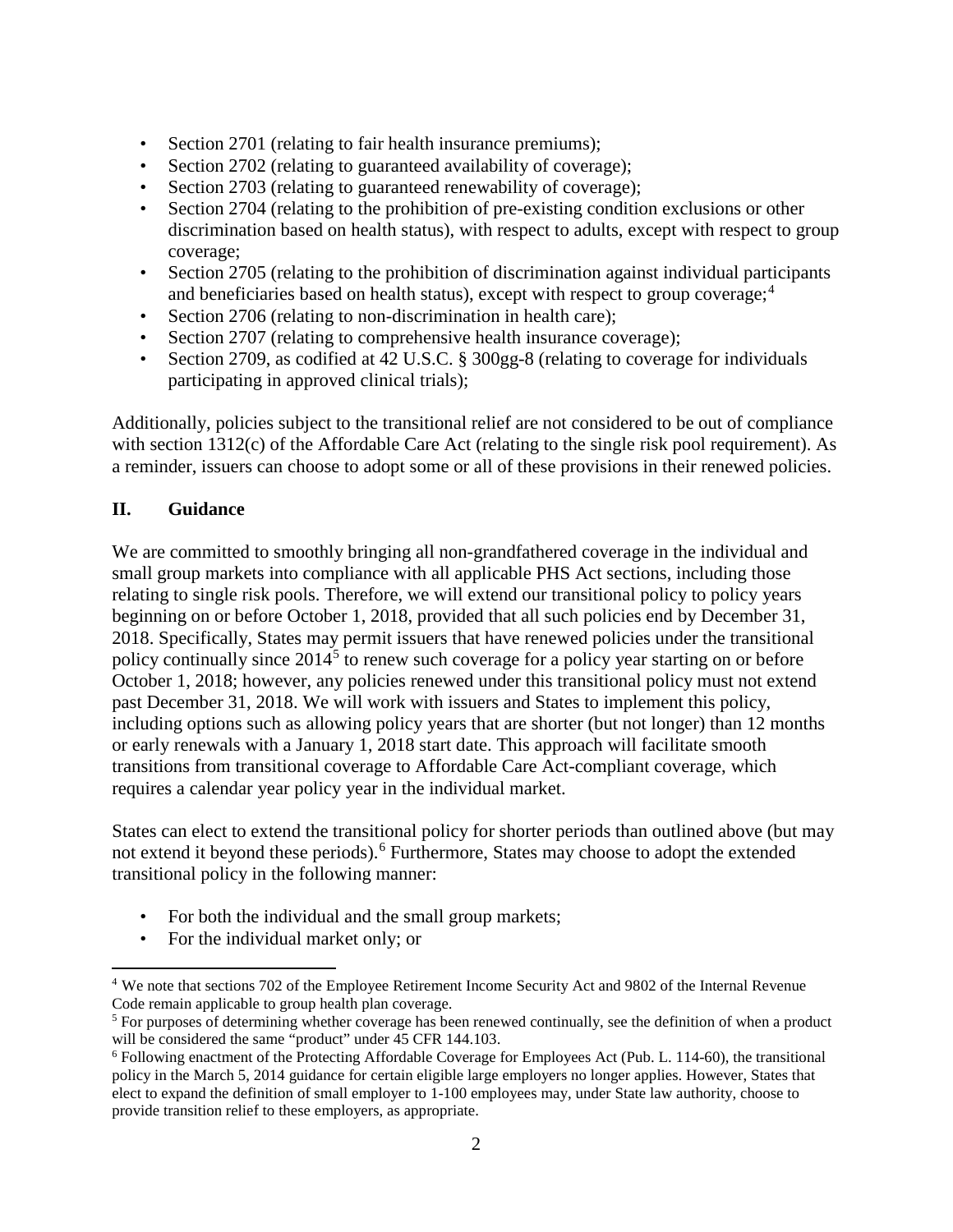- Section 2701 (relating to fair health insurance premiums);
- Section 2702 (relating to guaranteed availability of coverage);
- Section 2703 (relating to guaranteed renewability of coverage);
- Section 2704 (relating to the prohibition of pre-existing condition exclusions or other discrimination based on health status), with respect to adults, except with respect to group coverage;
- Section 2705 (relating to the prohibition of discrimination against individual participants and beneficiaries based on health status), except with respect to group coverage;[4]
- Section 2706 (relating to non-discrimination in health care);
- Section 2707 (relating to comprehensive health insurance coverage);
- Section 2709, as codified at 42 U.S.C. § 300gg-8 (relating to coverage for individuals participating in approved clinical trials);

Additionally, policies subject to the transitional relief are not considered to be out of compliance with section 1312(c) of the Affordable Care Act (relating to the single risk pool requirement). As a reminder, issuers can choose to adopt some or all of these provisions in their renewed policies.

## II. Guidance

We are committed to smoothly bringing all non-grandfathered coverage in the individual and small group markets into compliance with all applicable PHS Act sections, including those relating to single risk pools. Therefore, we will extend our transitional policy to policy years beginning on or before October 1, 2018, provided that all such policies end by December 31, 2018. Specifically, States may permit issuers that have renewed policies under the transitional policy continually since 2014[5] to renew such coverage for a policy year starting on or before October 1, 2018; however, any policies renewed under this transitional policy must not extend past December 31, 2018. We will work with issuers and States to implement this policy, including options such as allowing policy years that are shorter (but not longer) than 12 months or early renewals with a January 1, 2018 start date. This approach will facilitate smooth transitions from transitional coverage to Affordable Care Act-compliant coverage, which requires a calendar year policy year in the individual market.

States can elect to extend the transitional policy for shorter periods than outlined above (but may not extend it beyond these periods).[6] Furthermore, States may choose to adopt the extended transitional policy in the following manner:

- For both the individual and the small group markets;
- For the individual market only; or

[4] We note that sections 702 of the Employee Retirement Income Security Act and 9802 of the Internal Revenue Code remain applicable to group health plan coverage.

[5] For purposes of determining whether coverage has been renewed continually, see the definition of when a product will be considered the same "product" under 45 CFR 144.103.

[6] Following enactment of the Protecting Affordable Coverage for Employees Act (Pub. L. 114-60), the transitional policy in the March 5, 2014 guidance for certain eligible large employers no longer applies. However, States that elect to expand the definition of small employer to 1-100 employees may, under State law authority, choose to provide transition relief to these employers, as appropriate.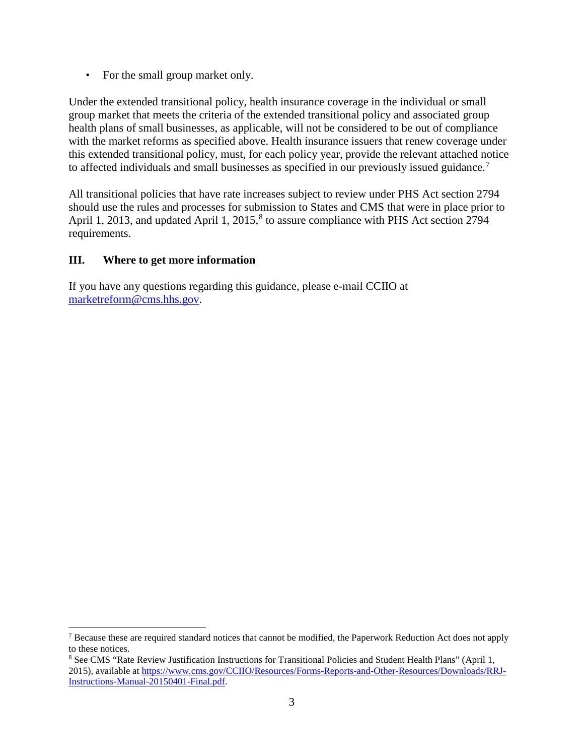- For the small group market only.

Under the extended transitional policy, health insurance coverage in the individual or small group market that meets the criteria of the extended transitional policy and associated group health plans of small businesses, as applicable, will not be considered to be out of compliance with the market reforms as specified above. Health insurance issuers that renew coverage under this extended transitional policy, must, for each policy year, provide the relevant attached notice to affected individuals and small businesses as specified in our previously issued guidance.[7]

All transitional policies that have rate increases subject to review under PHS Act section 2794 should use the rules and processes for submission to States and CMS that were in place prior to April 1, 2013, and updated April 1, 2015,[8] to assure compliance with PHS Act section 2794 requirements.

## III. Where to get more information

If you have any questions regarding this guidance, please e-mail CCIIO at [marketreform@cms.hhs.gov](mailto:marketreform@cms.hhs.gov).

---

[7] Because these are required standard notices that cannot be modified, the Paperwork Reduction Act does not apply to these notices.

[8] See CMS "Rate Review Justification Instructions for Transitional Policies and Student Health Plans" (April 1, 2015), available at [https://www.cms.gov/CCIIO/Resources/Forms-Reports-and-Other-Resources/Downloads/RRJ-Instructions-Manual-20150401-Final.pdf](https://www.cms.gov/CCIIO/Resources/Forms-Reports-and-Other-Resources/Downloads/RRJ-Instructions-Manual-20150401-Final.pdf).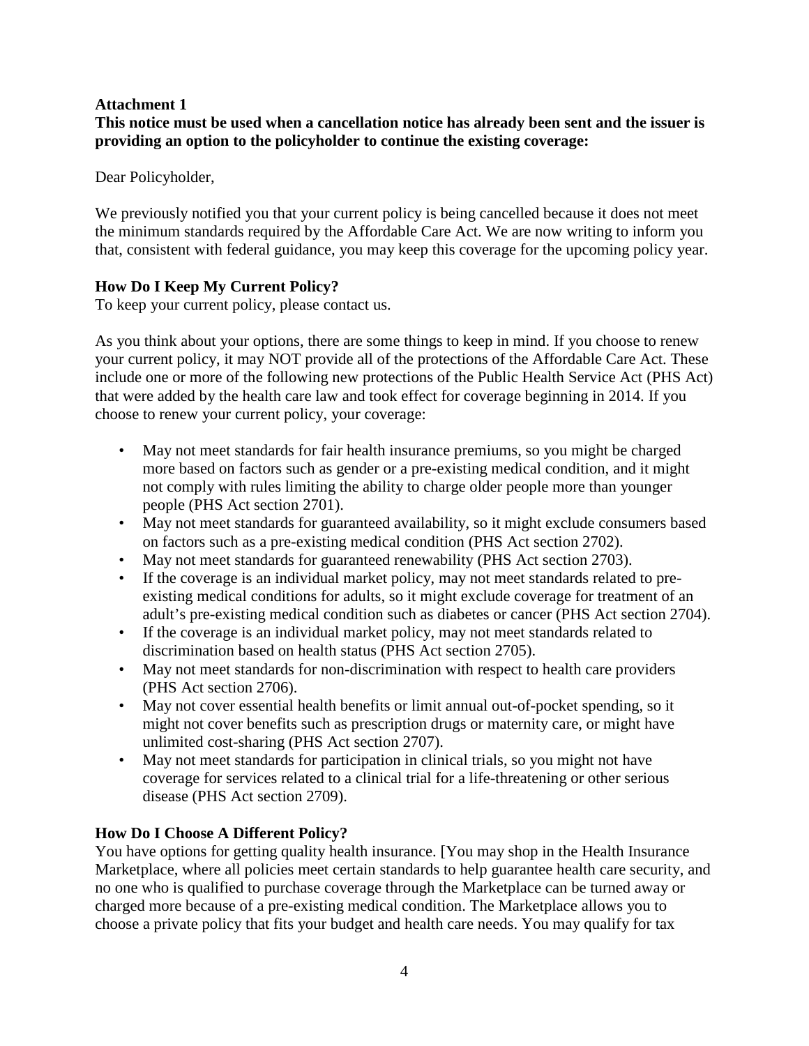**Attachment 1**

**This notice must be used when a cancellation notice has already been sent and the issuer is providing an option to the policyholder to continue the existing coverage:**

Dear Policyholder,

We previously notified you that your current policy is being cancelled because it does not meet the minimum standards required by the Affordable Care Act. We are now writing to inform you that, consistent with federal guidance, you may keep this coverage for the upcoming policy year.

**How Do I Keep My Current Policy?**

To keep your current policy, please contact us.

As you think about your options, there are some things to keep in mind. If you choose to renew your current policy, it may NOT provide all of the protections of the Affordable Care Act. These include one or more of the following new protections of the Public Health Service Act (PHS Act) that were added by the health care law and took effect for coverage beginning in 2014. If you choose to renew your current policy, your coverage:

- May not meet standards for fair health insurance premiums, so you might be charged more based on factors such as gender or a pre-existing medical condition, and it might not comply with rules limiting the ability to charge older people more than younger people (PHS Act section 2701).
- May not meet standards for guaranteed availability, so it might exclude consumers based on factors such as a pre-existing medical condition (PHS Act section 2702).
- May not meet standards for guaranteed renewability (PHS Act section 2703).
- If the coverage is an individual market policy, may not meet standards related to pre-existing medical conditions for adults, so it might exclude coverage for treatment of an adult's pre-existing medical condition such as diabetes or cancer (PHS Act section 2704).
- If the coverage is an individual market policy, may not meet standards related to discrimination based on health status (PHS Act section 2705).
- May not meet standards for non-discrimination with respect to health care providers (PHS Act section 2706).
- May not cover essential health benefits or limit annual out-of-pocket spending, so it might not cover benefits such as prescription drugs or maternity care, or might have unlimited cost-sharing (PHS Act section 2707).
- May not meet standards for participation in clinical trials, so you might not have coverage for services related to a clinical trial for a life-threatening or other serious disease (PHS Act section 2709).

**How Do I Choose A Different Policy?**

You have options for getting quality health insurance. [You may shop in the Health Insurance Marketplace, where all policies meet certain standards to help guarantee health care security, and no one who is qualified to purchase coverage through the Marketplace can be turned away or charged more because of a pre-existing medical condition. The Marketplace allows you to choose a private policy that fits your budget and health care needs. You may qualify for tax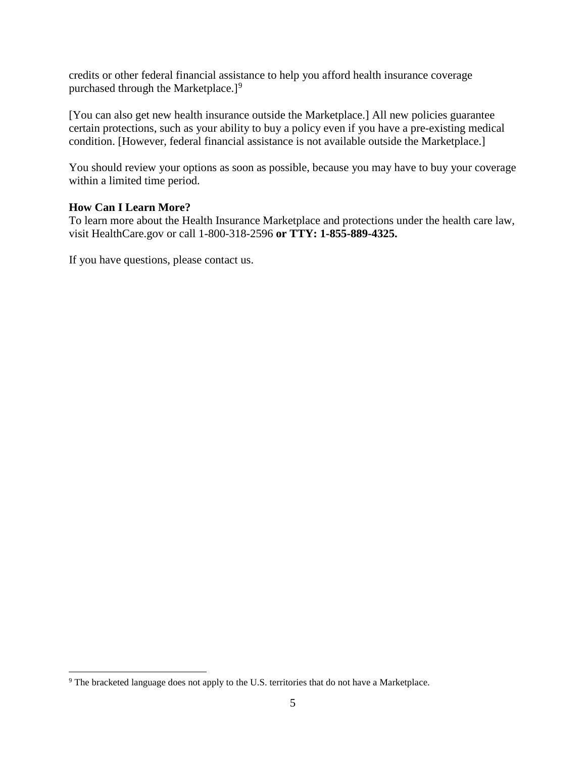credits or other federal financial assistance to help you afford health insurance coverage purchased through the Marketplace.][9]

[You can also get new health insurance outside the Marketplace.] All new policies guarantee certain protections, such as your ability to buy a policy even if you have a pre-existing medical condition. [However, federal financial assistance is not available outside the Marketplace.]

You should review your options as soon as possible, because you may have to buy your coverage within a limited time period.

**How Can I Learn More?**
To learn more about the Health Insurance Marketplace and protections under the health care law, visit HealthCare.gov or call 1-800-318-2596 **or TTY: 1-855-889-4325.**

If you have questions, please contact us.

[9] The bracketed language does not apply to the U.S. territories that do not have a Marketplace.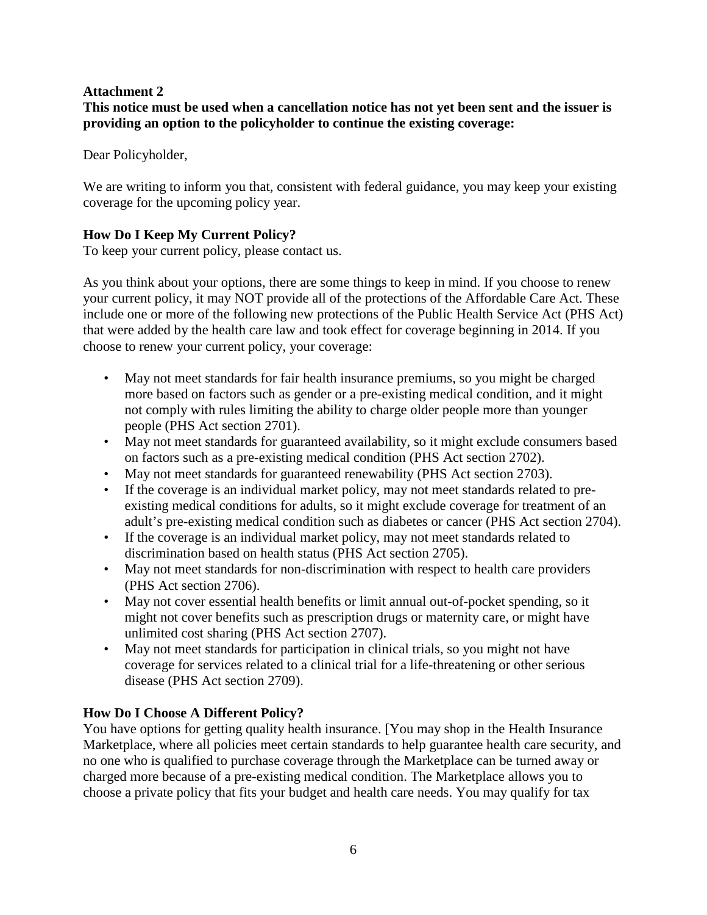**Attachment 2**

**This notice must be used when a cancellation notice has not yet been sent and the issuer is providing an option to the policyholder to continue the existing coverage:**

Dear Policyholder,

We are writing to inform you that, consistent with federal guidance, you may keep your existing coverage for the upcoming policy year.

**How Do I Keep My Current Policy?**

To keep your current policy, please contact us.

As you think about your options, there are some things to keep in mind. If you choose to renew your current policy, it may NOT provide all of the protections of the Affordable Care Act. These include one or more of the following new protections of the Public Health Service Act (PHS Act) that were added by the health care law and took effect for coverage beginning in 2014. If you choose to renew your current policy, your coverage:

- May not meet standards for fair health insurance premiums, so you might be charged more based on factors such as gender or a pre-existing medical condition, and it might not comply with rules limiting the ability to charge older people more than younger people (PHS Act section 2701).
- May not meet standards for guaranteed availability, so it might exclude consumers based on factors such as a pre-existing medical condition (PHS Act section 2702).
- May not meet standards for guaranteed renewability (PHS Act section 2703).
- If the coverage is an individual market policy, may not meet standards related to pre-existing medical conditions for adults, so it might exclude coverage for treatment of an adult's pre-existing medical condition such as diabetes or cancer (PHS Act section 2704).
- If the coverage is an individual market policy, may not meet standards related to discrimination based on health status (PHS Act section 2705).
- May not meet standards for non-discrimination with respect to health care providers (PHS Act section 2706).
- May not cover essential health benefits or limit annual out-of-pocket spending, so it might not cover benefits such as prescription drugs or maternity care, or might have unlimited cost sharing (PHS Act section 2707).
- May not meet standards for participation in clinical trials, so you might not have coverage for services related to a clinical trial for a life-threatening or other serious disease (PHS Act section 2709).

**How Do I Choose A Different Policy?**

You have options for getting quality health insurance. [You may shop in the Health Insurance Marketplace, where all policies meet certain standards to help guarantee health care security, and no one who is qualified to purchase coverage through the Marketplace can be turned away or charged more because of a pre-existing medical condition. The Marketplace allows you to choose a private policy that fits your budget and health care needs. You may qualify for tax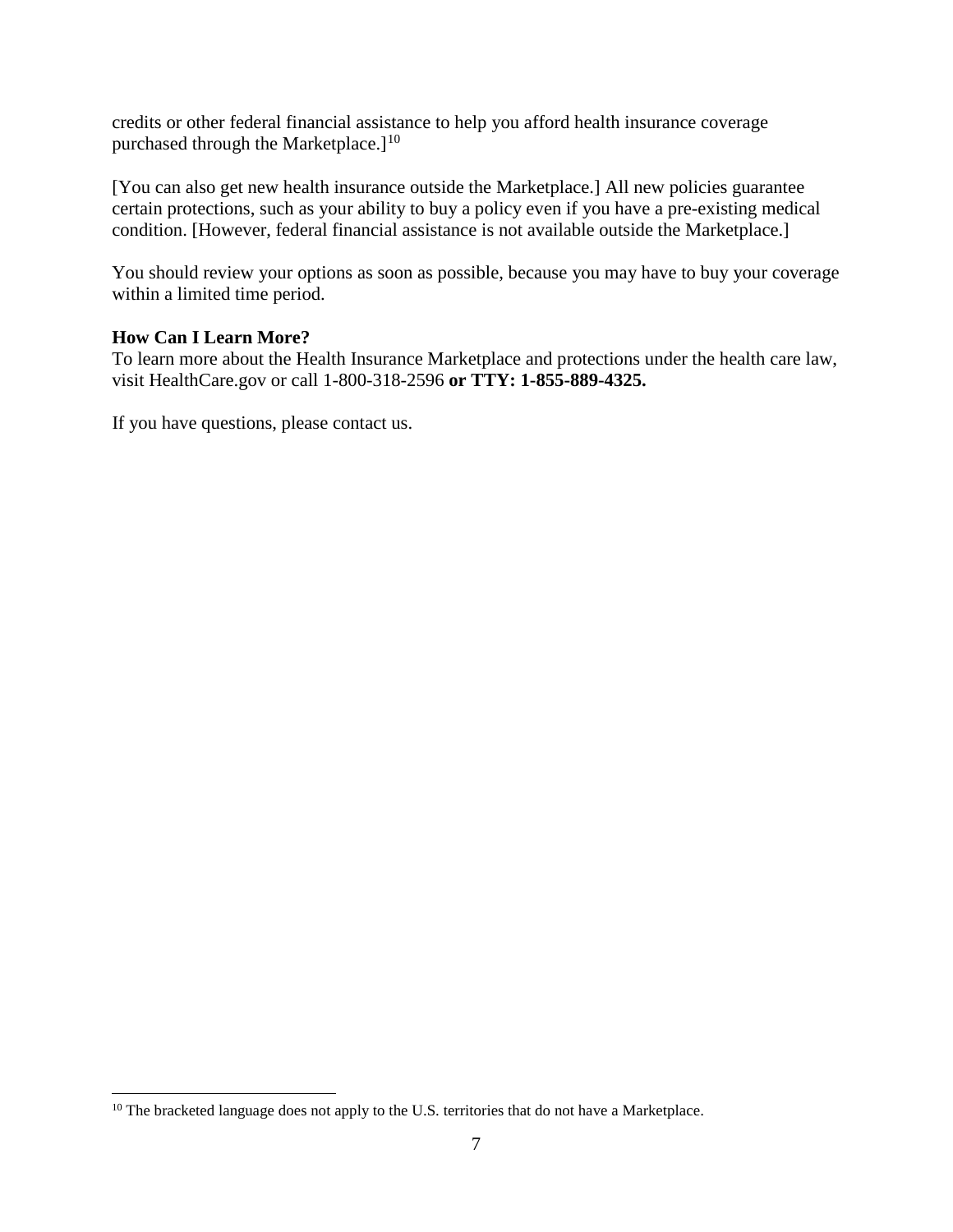credits or other federal financial assistance to help you afford health insurance coverage purchased through the Marketplace.][10]

[You can also get new health insurance outside the Marketplace.] All new policies guarantee certain protections, such as your ability to buy a policy even if you have a pre-existing medical condition. [However, federal financial assistance is not available outside the Marketplace.]

You should review your options as soon as possible, because you may have to buy your coverage within a limited time period.

**How Can I Learn More?**
To learn more about the Health Insurance Marketplace and protections under the health care law, visit HealthCare.gov or call 1-800-318-2596 **or TTY: 1-855-889-4325.**

If you have questions, please contact us.

[10] The bracketed language does not apply to the U.S. territories that do not have a Marketplace.